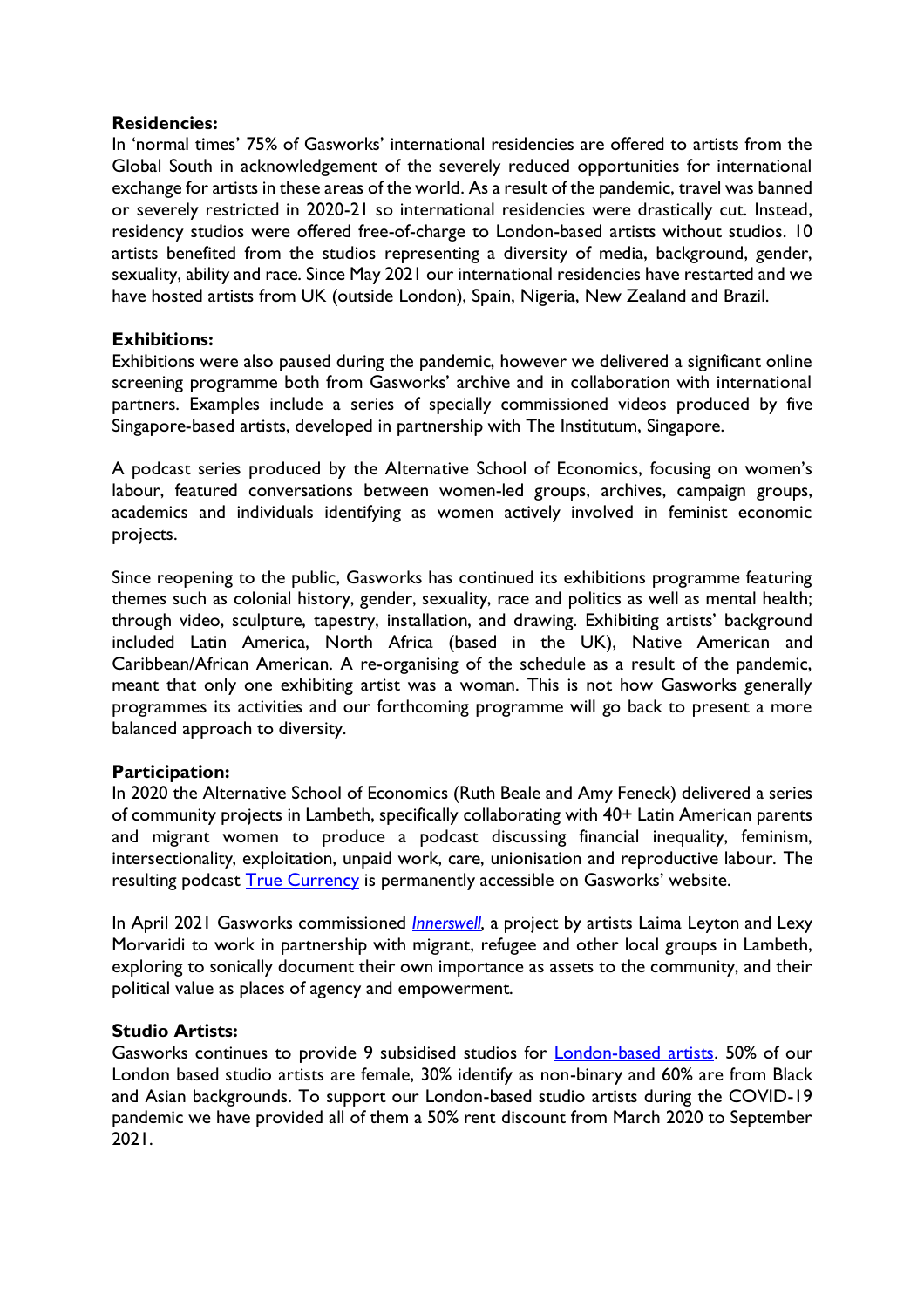**Residencies:**
In 'normal times' 75% of Gasworks' international residencies are offered to artists from the Global South in acknowledgement of the severely reduced opportunities for international exchange for artists in these areas of the world. As a result of the pandemic, travel was banned or severely restricted in 2020-21 so international residencies were drastically cut. Instead, residency studios were offered free-of-charge to London-based artists without studios. 10 artists benefited from the studios representing a diversity of media, background, gender, sexuality, ability and race. Since May 2021 our international residencies have restarted and we have hosted artists from UK (outside London), Spain, Nigeria, New Zealand and Brazil.

**Exhibitions:**
Exhibitions were also paused during the pandemic, however we delivered a significant online screening programme both from Gasworks' archive and in collaboration with international partners. Examples include a series of specially commissioned videos produced by five Singapore-based artists, developed in partnership with The Institutum, Singapore.

A podcast series produced by the Alternative School of Economics, focusing on women's labour, featured conversations between women-led groups, archives, campaign groups, academics and individuals identifying as women actively involved in feminist economic projects.

Since reopening to the public, Gasworks has continued its exhibitions programme featuring themes such as colonial history, gender, sexuality, race and politics as well as mental health; through video, sculpture, tapestry, installation, and drawing. Exhibiting artists' background included Latin America, North Africa (based in the UK), Native American and Caribbean/African American. A re-organising of the schedule as a result of the pandemic, meant that only one exhibiting artist was a woman. This is not how Gasworks generally programmes its activities and our forthcoming programme will go back to present a more balanced approach to diversity.

**Participation:**
In 2020 the Alternative School of Economics (Ruth Beale and Amy Feneck) delivered a series of community projects in Lambeth, specifically collaborating with 40+ Latin American parents and migrant women to produce a podcast discussing financial inequality, feminism, intersectionality, exploitation, unpaid work, care, unionisation and reproductive labour. The resulting podcast True Currency is permanently accessible on Gasworks' website.

In April 2021 Gasworks commissioned *Innerswell*, a project by artists Laima Leyton and Lexy Morvaridi to work in partnership with migrant, refugee and other local groups in Lambeth, exploring to sonically document their own importance as assets to the community, and their political value as places of agency and empowerment.

**Studio Artists:**
Gasworks continues to provide 9 subsidised studios for London-based artists. 50% of our London based studio artists are female, 30% identify as non-binary and 60% are from Black and Asian backgrounds. To support our London-based studio artists during the COVID-19 pandemic we have provided all of them a 50% rent discount from March 2020 to September 2021.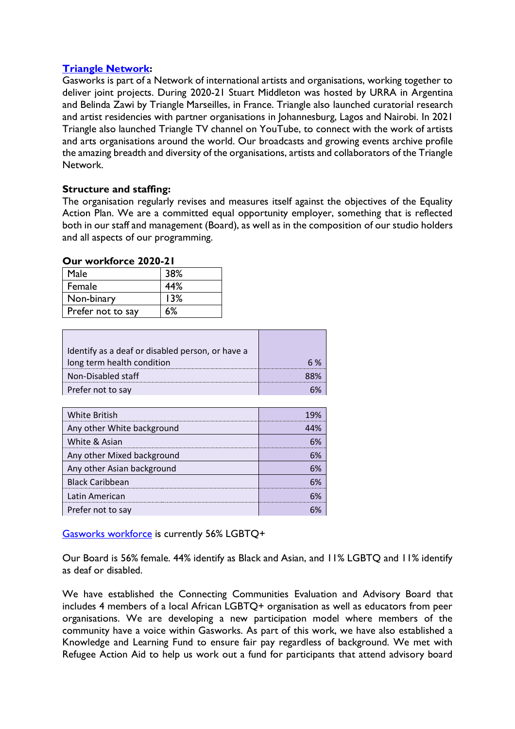**Triangle Network:**
Gasworks is part of a Network of international artists and organisations, working together to deliver joint projects. During 2020-21 Stuart Middleton was hosted by URRA in Argentina and Belinda Zawi by Triangle Marseilles, in France. Triangle also launched curatorial research and artist residencies with partner organisations in Johannesburg, Lagos and Nairobi. In 2021 Triangle also launched Triangle TV channel on YouTube, to connect with the work of artists and arts organisations around the world. Our broadcasts and growing events archive profile the amazing breadth and diversity of the organisations, artists and collaborators of the Triangle Network.

**Structure and staffing:**
The organisation regularly revises and measures itself against the objectives of the Equality Action Plan. We are a committed equal opportunity employer, something that is reflected both in our staff and management (Board), as well as in the composition of our studio holders and all aspects of our programming.

**Our workforce 2020-21**

| | |
|---|---|
| Male | 38% |
| Female | 44% |
| Non-binary | 13% |
| Prefer not to say | 6% |

| | |
|---|---|
| Identify as a deaf or disabled person, or have a long term health condition | 6 % |
| Non-Disabled staff | 88% |
| Prefer not to say | 6% |

| | |
|---|---|
| White British | 19% |
| Any other White background | 44% |
| White & Asian | 6% |
| Any other Mixed background | 6% |
| Any other Asian background | 6% |
| Black Caribbean | 6% |
| Latin American | 6% |
| Prefer not to say | 6% |

Gasworks workforce is currently 56% LGBTQ+

Our Board is 56% female. 44% identify as Black and Asian, and 11% LGBTQ and 11% identify as deaf or disabled.

We have established the Connecting Communities Evaluation and Advisory Board that includes 4 members of a local African LGBTQ+ organisation as well as educators from peer organisations. We are developing a new participation model where members of the community have a voice within Gasworks. As part of this work, we have also established a Knowledge and Learning Fund to ensure fair pay regardless of background. We met with Refugee Action Aid to help us work out a fund for participants that attend advisory board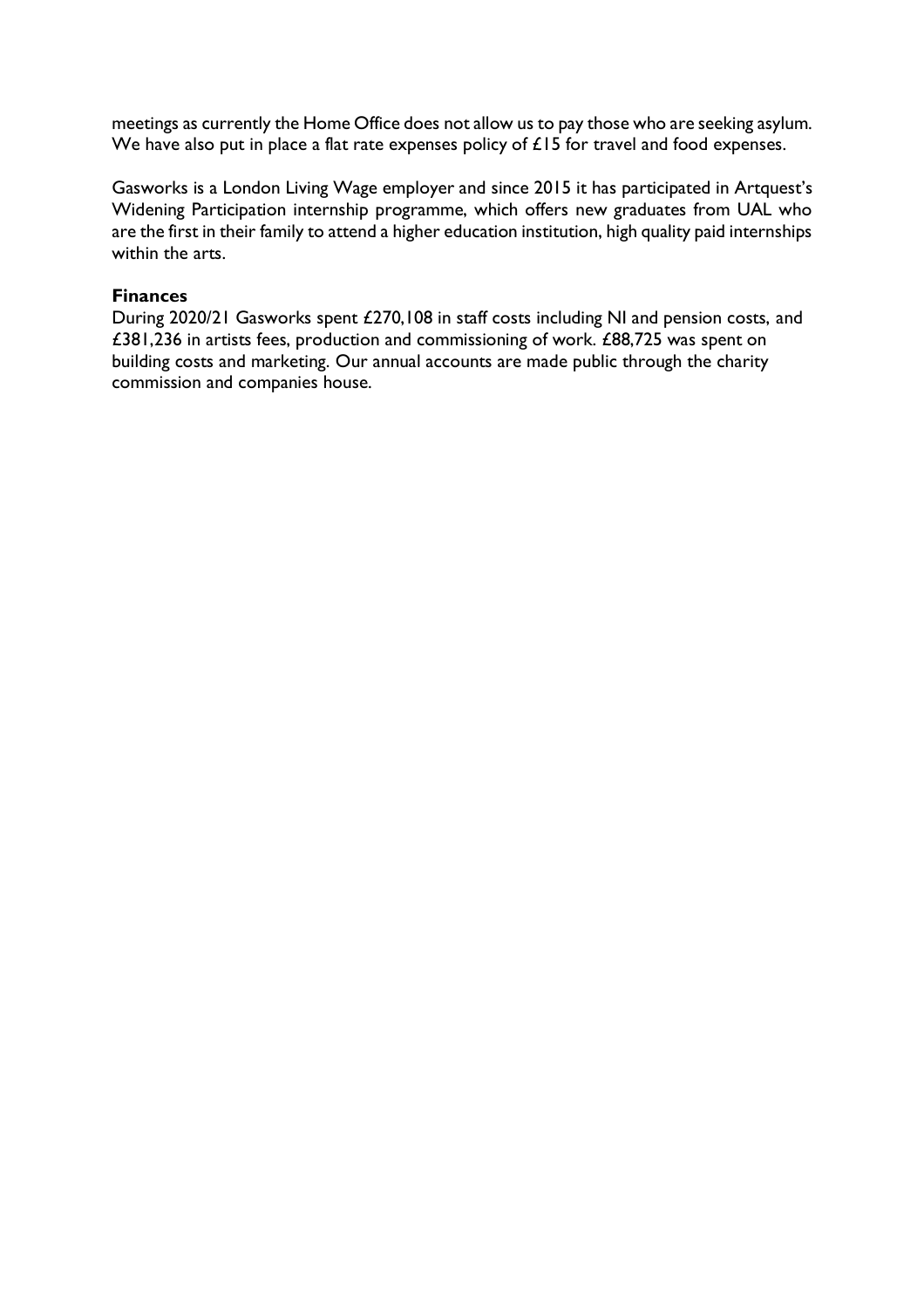meetings as currently the Home Office does not allow us to pay those who are seeking asylum. We have also put in place a flat rate expenses policy of £15 for travel and food expenses.

Gasworks is a London Living Wage employer and since 2015 it has participated in Artquest's Widening Participation internship programme, which offers new graduates from UAL who are the first in their family to attend a higher education institution, high quality paid internships within the arts.

**Finances**

During 2020/21 Gasworks spent £270,108 in staff costs including NI and pension costs, and £381,236 in artists fees, production and commissioning of work. £88,725 was spent on building costs and marketing. Our annual accounts are made public through the charity commission and companies house.